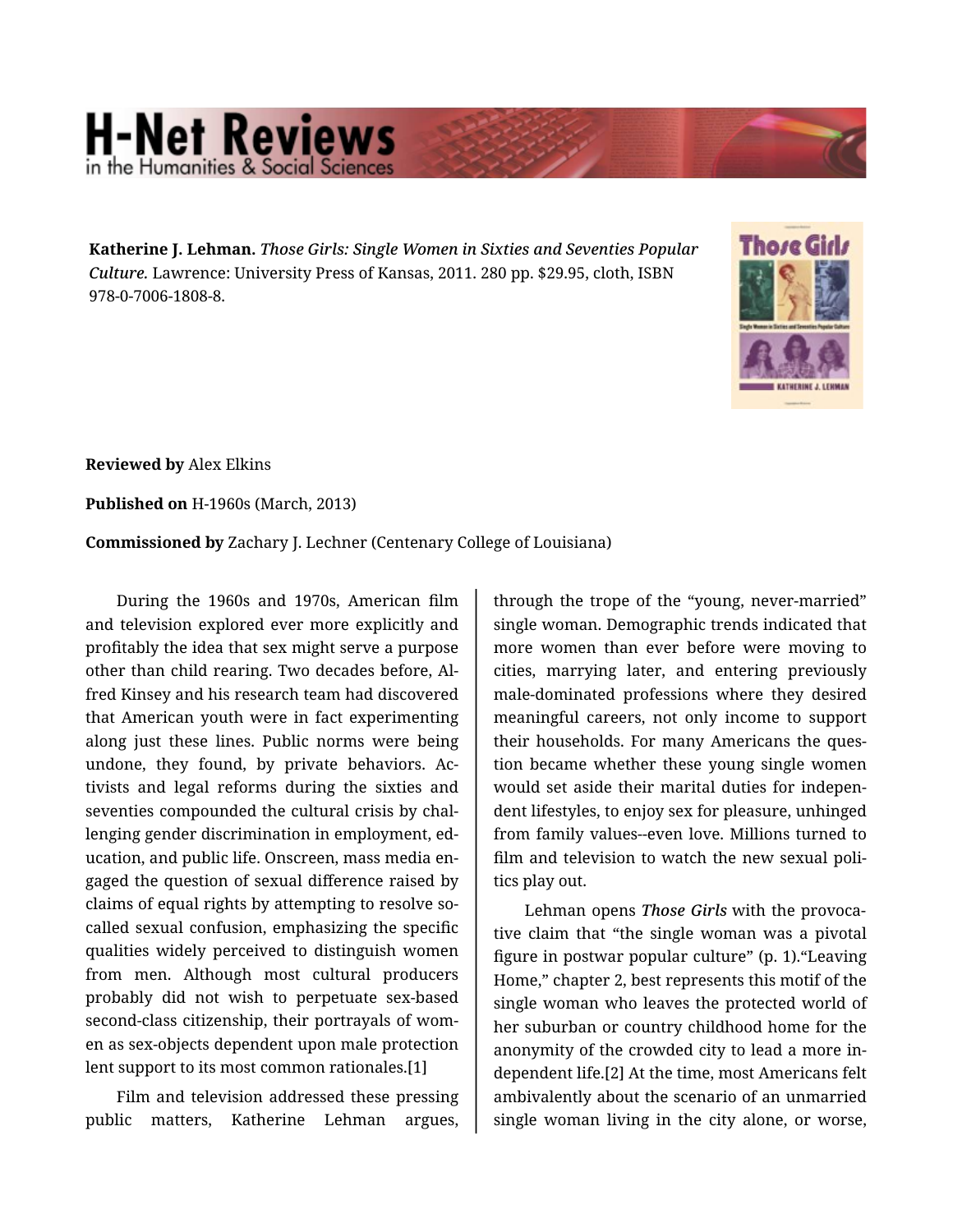**Katherine J. Lehman.** *Those Girls: Single Women in Sixties and Seventies Popular Culture.* Lawrence: University Press of Kansas, 2011. 280 pp. $29.95, cloth, ISBN 978-0-7006-1808-8.

**Reviewed by** Alex Elkins

**Published on** H-1960s (March, 2013)

**Commissioned by** Zachary J. Lechner (Centenary College of Louisiana)

During the 1960s and 1970s, American film and television explored ever more explicitly and profitably the idea that sex might serve a purpose other than child rearing. Two decades before, Alfred Kinsey and his research team had discovered that American youth were in fact experimenting along just these lines. Public norms were being undone, they found, by private behaviors. Activists and legal reforms during the sixties and seventies compounded the cultural crisis by challenging gender discrimination in employment, education, and public life. Onscreen, mass media engaged the question of sexual difference raised by claims of equal rights by attempting to resolve so-called sexual confusion, emphasizing the specific qualities widely perceived to distinguish women from men. Although most cultural producers probably did not wish to perpetuate sex-based second-class citizenship, their portrayals of women as sex-objects dependent upon male protection lent support to its most common rationales.[1]

Film and television addressed these pressing public matters, Katherine Lehman argues, through the trope of the "young, never-married" single woman. Demographic trends indicated that more women than ever before were moving to cities, marrying later, and entering previously male-dominated professions where they desired meaningful careers, not only income to support their households. For many Americans the question became whether these young single women would set aside their marital duties for independent lifestyles, to enjoy sex for pleasure, unhinged from family values--even love. Millions turned to film and television to watch the new sexual politics play out.

Lehman opens *Those Girls* with the provocative claim that "the single woman was a pivotal figure in postwar popular culture" (p. 1)."Leaving Home," chapter 2, best represents this motif of the single woman who leaves the protected world of her suburban or country childhood home for the anonymity of the crowded city to lead a more independent life.[2] At the time, most Americans felt ambivalently about the scenario of an unmarried single woman living in the city alone, or worse,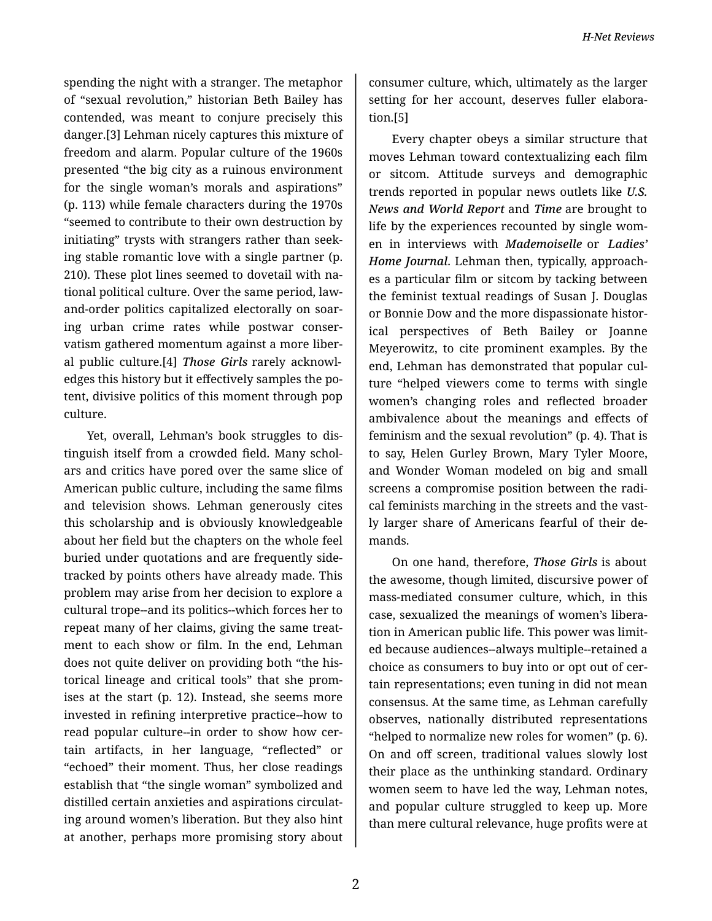spending the night with a stranger. The metaphor of "sexual revolution," historian Beth Bailey has contended, was meant to conjure precisely this danger.[3] Lehman nicely captures this mixture of freedom and alarm. Popular culture of the 1960s presented "the big city as a ruinous environment for the single woman's morals and aspirations" (p. 113) while female characters during the 1970s "seemed to contribute to their own destruction by initiating" trysts with strangers rather than seeking stable romantic love with a single partner (p. 210). These plot lines seemed to dovetail with national political culture. Over the same period, law-and-order politics capitalized electorally on soaring urban crime rates while postwar conservatism gathered momentum against a more liberal public culture.[4] *Those Girls* rarely acknowledges this history but it effectively samples the potent, divisive politics of this moment through pop culture.

Yet, overall, Lehman's book struggles to distinguish itself from a crowded field. Many scholars and critics have pored over the same slice of American public culture, including the same films and television shows. Lehman generously cites this scholarship and is obviously knowledgeable about her field but the chapters on the whole feel buried under quotations and are frequently sidetracked by points others have already made. This problem may arise from her decision to explore a cultural trope--and its politics--which forces her to repeat many of her claims, giving the same treatment to each show or film. In the end, Lehman does not quite deliver on providing both "the historical lineage and critical tools" that she promises at the start (p. 12). Instead, she seems more invested in refining interpretive practice--how to read popular culture--in order to show how certain artifacts, in her language, "reflected" or "echoed" their moment. Thus, her close readings establish that "the single woman" symbolized and distilled certain anxieties and aspirations circulating around women's liberation. But they also hint at another, perhaps more promising story about consumer culture, which, ultimately as the larger setting for her account, deserves fuller elaboration.[5]

Every chapter obeys a similar structure that moves Lehman toward contextualizing each film or sitcom. Attitude surveys and demographic trends reported in popular news outlets like *U.S. News and World Report* and *Time* are brought to life by the experiences recounted by single women in interviews with *Mademoiselle* or *Ladies' Home Journal*. Lehman then, typically, approaches a particular film or sitcom by tacking between the feminist textual readings of Susan J. Douglas or Bonnie Dow and the more dispassionate historical perspectives of Beth Bailey or Joanne Meyerowitz, to cite prominent examples. By the end, Lehman has demonstrated that popular culture "helped viewers come to terms with single women's changing roles and reflected broader ambivalence about the meanings and effects of feminism and the sexual revolution" (p. 4). That is to say, Helen Gurley Brown, Mary Tyler Moore, and Wonder Woman modeled on big and small screens a compromise position between the radical feminists marching in the streets and the vastly larger share of Americans fearful of their demands.

On one hand, therefore, *Those Girls* is about the awesome, though limited, discursive power of mass-mediated consumer culture, which, in this case, sexualized the meanings of women's liberation in American public life. This power was limited because audiences--always multiple--retained a choice as consumers to buy into or opt out of certain representations; even tuning in did not mean consensus. At the same time, as Lehman carefully observes, nationally distributed representations "helped to normalize new roles for women" (p. 6). On and off screen, traditional values slowly lost their place as the unthinking standard. Ordinary women seem to have led the way, Lehman notes, and popular culture struggled to keep up. More than mere cultural relevance, huge profits were at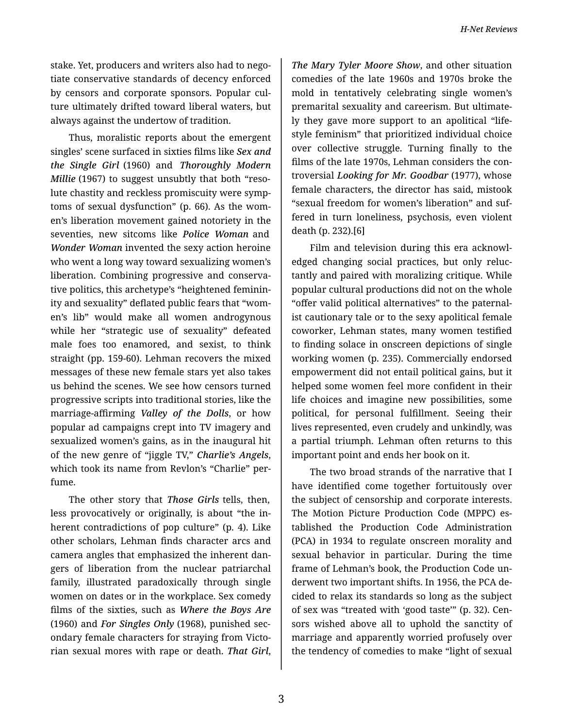stake. Yet, producers and writers also had to negotiate conservative standards of decency enforced by censors and corporate sponsors. Popular culture ultimately drifted toward liberal waters, but always against the undertow of tradition.

Thus, moralistic reports about the emergent singles' scene surfaced in sixties films like ***Sex and the Single Girl*** (1960) and ***Thoroughly Modern Millie*** (1967) to suggest unsubtly that both "resolute chastity and reckless promiscuity were symptoms of sexual dysfunction" (p. 66). As the women's liberation movement gained notoriety in the seventies, new sitcoms like ***Police Woman*** and ***Wonder Woman*** invented the sexy action heroine who went a long way toward sexualizing women's liberation. Combining progressive and conservative politics, this archetype's "heightened femininity and sexuality" deflated public fears that "women's lib" would make all women androgynous while her "strategic use of sexuality" defeated male foes too enamored, and sexist, to think straight (pp. 159-60). Lehman recovers the mixed messages of these new female stars yet also takes us behind the scenes. We see how censors turned progressive scripts into traditional stories, like the marriage-affirming ***Valley of the Dolls***, or how popular ad campaigns crept into TV imagery and sexualized women's gains, as in the inaugural hit of the new genre of "jiggle TV," ***Charlie's Angels***, which took its name from Revlon's "Charlie" perfume.

The other story that ***Those Girls*** tells, then, less provocatively or originally, is about "the inherent contradictions of pop culture" (p. 4). Like other scholars, Lehman finds character arcs and camera angles that emphasized the inherent dangers of liberation from the nuclear patriarchal family, illustrated paradoxically through single women on dates or in the workplace. Sex comedy films of the sixties, such as ***Where the Boys Are*** (1960) and ***For Singles Only*** (1968), punished secondary female characters for straying from Victorian sexual mores with rape or death. ***That Girl***, ***The Mary Tyler Moore Show***, and other situation comedies of the late 1960s and 1970s broke the mold in tentatively celebrating single women's premarital sexuality and careerism. But ultimately they gave more support to an apolitical "lifestyle feminism" that prioritized individual choice over collective struggle. Turning finally to the films of the late 1970s, Lehman considers the controversial ***Looking for Mr. Goodbar*** (1977), whose female characters, the director has said, mistook "sexual freedom for women's liberation" and suffered in turn loneliness, psychosis, even violent death (p. 232).[6]

Film and television during this era acknowledged changing social practices, but only reluctantly and paired with moralizing critique. While popular cultural productions did not on the whole "offer valid political alternatives" to the paternalist cautionary tale or to the sexy apolitical female coworker, Lehman states, many women testified to finding solace in onscreen depictions of single working women (p. 235). Commercially endorsed empowerment did not entail political gains, but it helped some women feel more confident in their life choices and imagine new possibilities, some political, for personal fulfillment. Seeing their lives represented, even crudely and unkindly, was a partial triumph. Lehman often returns to this important point and ends her book on it.

The two broad strands of the narrative that I have identified come together fortuitously over the subject of censorship and corporate interests. The Motion Picture Production Code (MPPC) established the Production Code Administration (PCA) in 1934 to regulate onscreen morality and sexual behavior in particular. During the time frame of Lehman's book, the Production Code underwent two important shifts. In 1956, the PCA decided to relax its standards so long as the subject of sex was "treated with 'good taste'" (p. 32). Censors wished above all to uphold the sanctity of marriage and apparently worried profusely over the tendency of comedies to make "light of sexual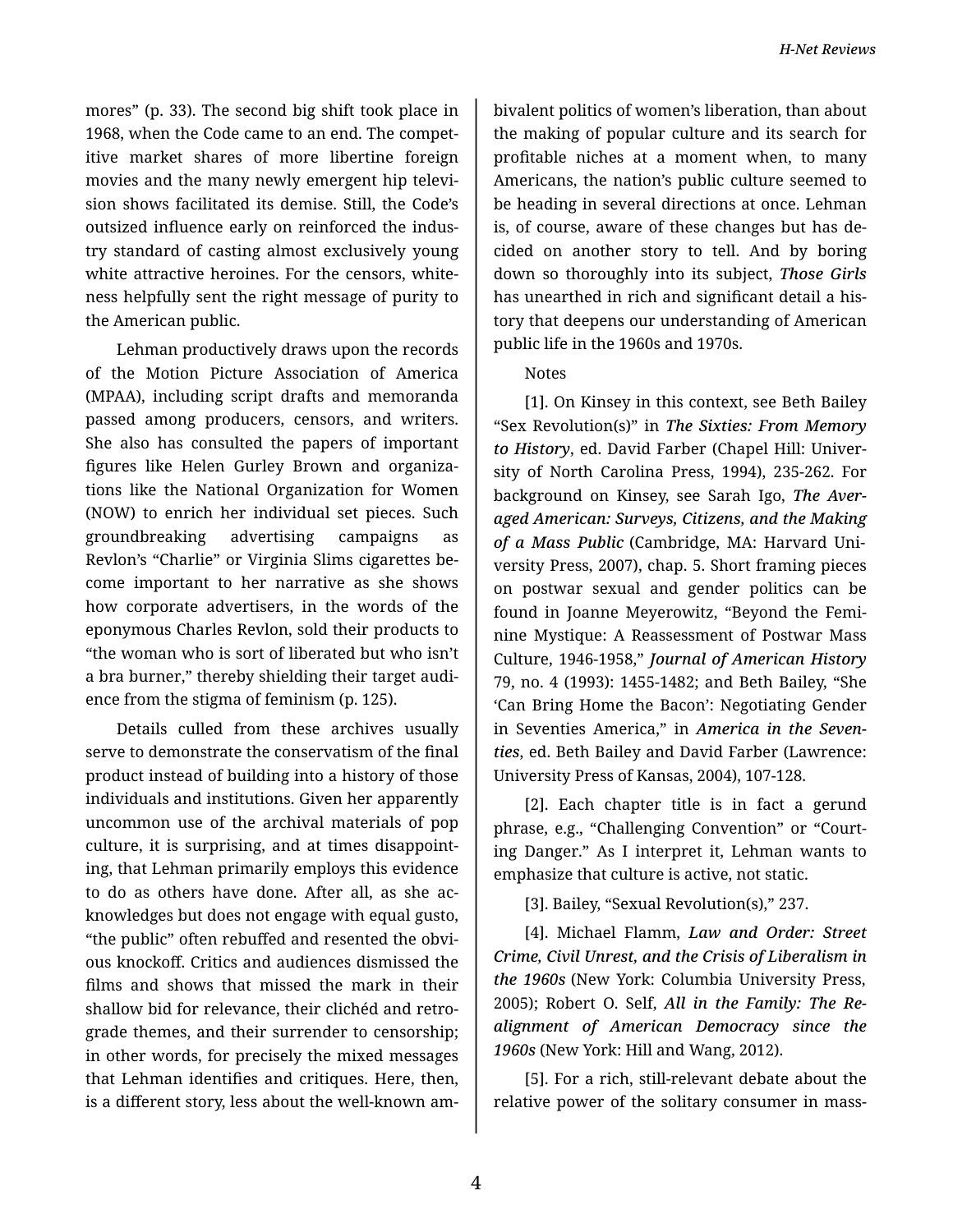mores" (p. 33). The second big shift took place in 1968, when the Code came to an end. The competitive market shares of more libertine foreign movies and the many newly emergent hip television shows facilitated its demise. Still, the Code's outsized influence early on reinforced the industry standard of casting almost exclusively young white attractive heroines. For the censors, whiteness helpfully sent the right message of purity to the American public.

Lehman productively draws upon the records of the Motion Picture Association of America (MPAA), including script drafts and memoranda passed among producers, censors, and writers. She also has consulted the papers of important figures like Helen Gurley Brown and organizations like the National Organization for Women (NOW) to enrich her individual set pieces. Such groundbreaking advertising campaigns as Revlon's "Charlie" or Virginia Slims cigarettes become important to her narrative as she shows how corporate advertisers, in the words of the eponymous Charles Revlon, sold their products to "the woman who is sort of liberated but who isn't a bra burner," thereby shielding their target audience from the stigma of feminism (p. 125).

Details culled from these archives usually serve to demonstrate the conservatism of the final product instead of building into a history of those individuals and institutions. Given her apparently uncommon use of the archival materials of pop culture, it is surprising, and at times disappointing, that Lehman primarily employs this evidence to do as others have done. After all, as she acknowledges but does not engage with equal gusto, "the public" often rebuffed and resented the obvious knockoff. Critics and audiences dismissed the films and shows that missed the mark in their shallow bid for relevance, their clichéd and retrograde themes, and their surrender to censorship; in other words, for precisely the mixed messages that Lehman identifies and critiques. Here, then, is a different story, less about the well-known ambivalent politics of women's liberation, than about the making of popular culture and its search for profitable niches at a moment when, to many Americans, the nation's public culture seemed to be heading in several directions at once. Lehman is, of course, aware of these changes but has decided on another story to tell. And by boring down so thoroughly into its subject, ***Those Girls*** has unearthed in rich and significant detail a history that deepens our understanding of American public life in the 1960s and 1970s.

Notes

[1]. On Kinsey in this context, see Beth Bailey "Sex Revolution(s)" in ***The Sixties: From Memory to History***, ed. David Farber (Chapel Hill: University of North Carolina Press, 1994), 235-262. For background on Kinsey, see Sarah Igo, ***The Averaged American: Surveys, Citizens, and the Making of a Mass Public*** (Cambridge, MA: Harvard University Press, 2007), chap. 5. Short framing pieces on postwar sexual and gender politics can be found in Joanne Meyerowitz, "Beyond the Feminine Mystique: A Reassessment of Postwar Mass Culture, 1946-1958," ***Journal of American History*** 79, no. 4 (1993): 1455-1482; and Beth Bailey, "She 'Can Bring Home the Bacon': Negotiating Gender in Seventies America," in ***America in the Seventies***, ed. Beth Bailey and David Farber (Lawrence: University Press of Kansas, 2004), 107-128.

[2]. Each chapter title is in fact a gerund phrase, e.g., "Challenging Convention" or "Courting Danger." As I interpret it, Lehman wants to emphasize that culture is active, not static.

[3]. Bailey, "Sexual Revolution(s)," 237.

[4]. Michael Flamm, ***Law and Order: Street Crime, Civil Unrest, and the Crisis of Liberalism in the 1960s*** (New York: Columbia University Press, 2005); Robert O. Self, ***All in the Family: The Realignment of American Democracy since the 1960s*** (New York: Hill and Wang, 2012).

[5]. For a rich, still-relevant debate about the relative power of the solitary consumer in mass-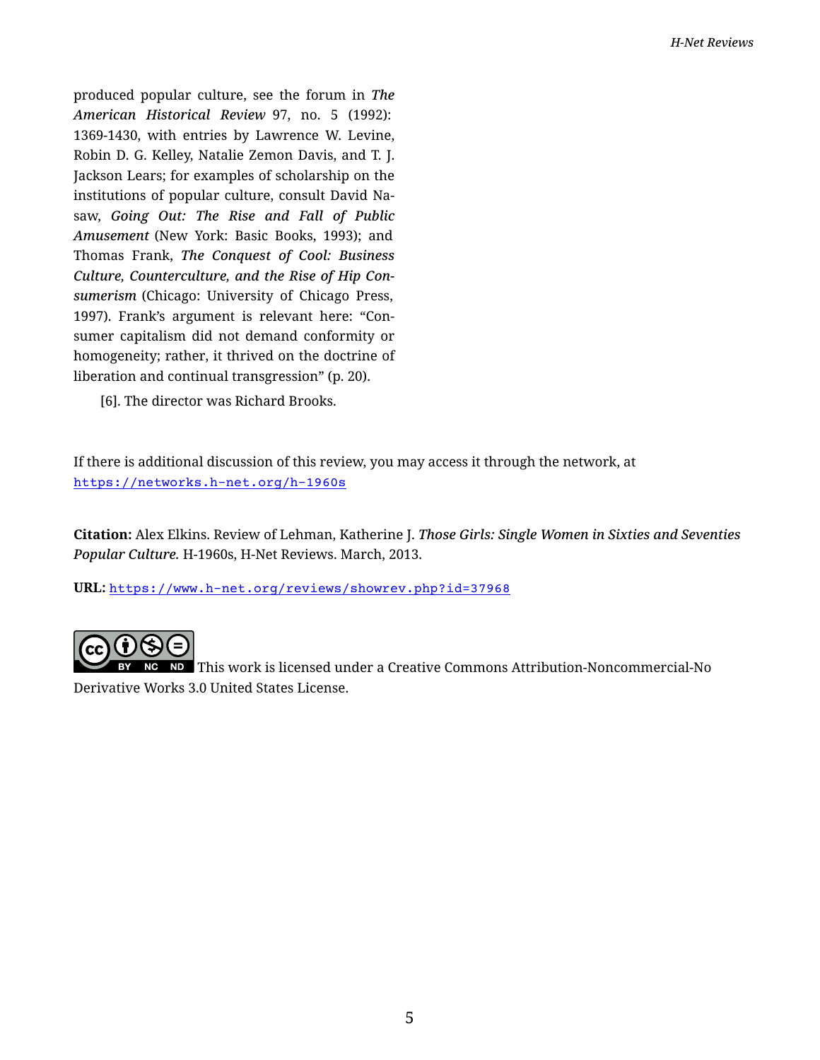produced popular culture, see the forum in *The American Historical Review* 97, no. 5 (1992): 1369-1430, with entries by Lawrence W. Levine, Robin D. G. Kelley, Natalie Zemon Davis, and T. J. Jackson Lears; for examples of scholarship on the institutions of popular culture, consult David Nasaw, *Going Out: The Rise and Fall of Public Amusement* (New York: Basic Books, 1993); and Thomas Frank, *The Conquest of Cool: Business Culture, Counterculture, and the Rise of Hip Consumerism* (Chicago: University of Chicago Press, 1997). Frank's argument is relevant here: "Consumer capitalism did not demand conformity or homogeneity; rather, it thrived on the doctrine of liberation and continual transgression" (p. 20).

[6]. The director was Richard Brooks.

If there is additional discussion of this review, you may access it through the network, at https://networks.h-net.org/h-1960s

**Citation:** Alex Elkins. Review of Lehman, Katherine J. *Those Girls: Single Women in Sixties and Seventies Popular Culture.* H-1960s, H-Net Reviews. March, 2013.

**URL:** https://www.h-net.org/reviews/showrev.php?id=37968

This work is licensed under a Creative Commons Attribution-Noncommercial-No Derivative Works 3.0 United States License.